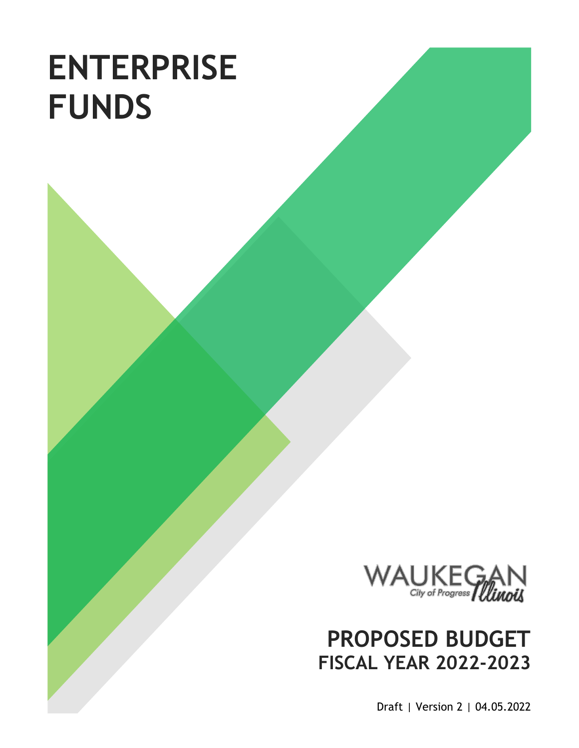# ENTERPRISE FUNDS

WAUKEGAN
City of Progress Illinois

## PROPOSED BUDGET
### FISCAL YEAR 2022-2023

Draft | Version 2 | 04.05.2022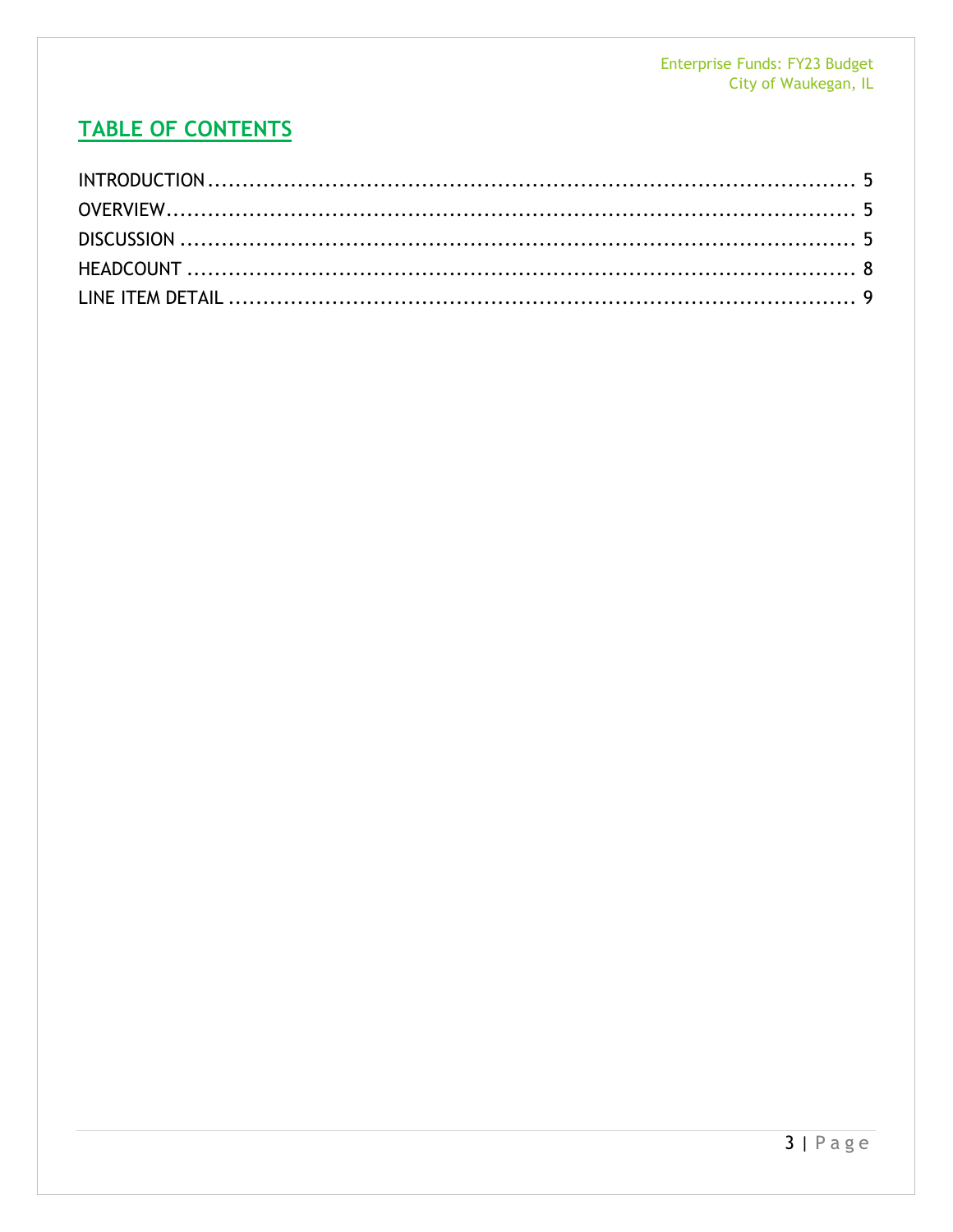## TABLE OF CONTENTS

INTRODUCTION .......... 5
OVERVIEW .......... 5
DISCUSSION .......... 5
HEADCOUNT .......... 8
LINE ITEM DETAIL .......... 9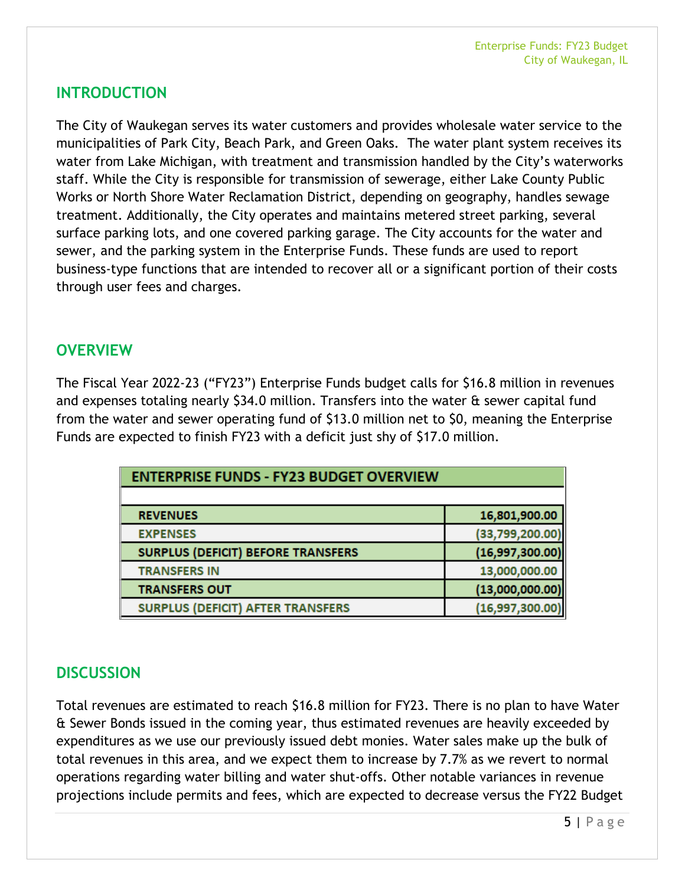## INTRODUCTION

The City of Waukegan serves its water customers and provides wholesale water service to the municipalities of Park City, Beach Park, and Green Oaks. The water plant system receives its water from Lake Michigan, with treatment and transmission handled by the City's waterworks staff. While the City is responsible for transmission of sewerage, either Lake County Public Works or North Shore Water Reclamation District, depending on geography, handles sewage treatment. Additionally, the City operates and maintains metered street parking, several surface parking lots, and one covered parking garage. The City accounts for the water and sewer, and the parking system in the Enterprise Funds. These funds are used to report business-type functions that are intended to recover all or a significant portion of their costs through user fees and charges.

## OVERVIEW

The Fiscal Year 2022-23 ("FY23") Enterprise Funds budget calls for $16.8 million in revenues and expenses totaling nearly $34.0 million. Transfers into the water & sewer capital fund from the water and sewer operating fund of $13.0 million net to $0, meaning the Enterprise Funds are expected to finish FY23 with a deficit just shy of $17.0 million.

| ENTERPRISE FUNDS - FY23 BUDGET OVERVIEW | |
|---|---|
| REVENUES | 16,801,900.00 |
| EXPENSES | (33,799,200.00) |
| SURPLUS (DEFICIT) BEFORE TRANSFERS | (16,997,300.00) |
| TRANSFERS IN | 13,000,000.00 |
| TRANSFERS OUT | (13,000,000.00) |
| SURPLUS (DEFICIT) AFTER TRANSFERS | (16,997,300.00) |

## DISCUSSION

Total revenues are estimated to reach $16.8 million for FY23. There is no plan to have Water & Sewer Bonds issued in the coming year, thus estimated revenues are heavily exceeded by expenditures as we use our previously issued debt monies. Water sales make up the bulk of total revenues in this area, and we expect them to increase by 7.7% as we revert to normal operations regarding water billing and water shut-offs. Other notable variances in revenue projections include permits and fees, which are expected to decrease versus the FY22 Budget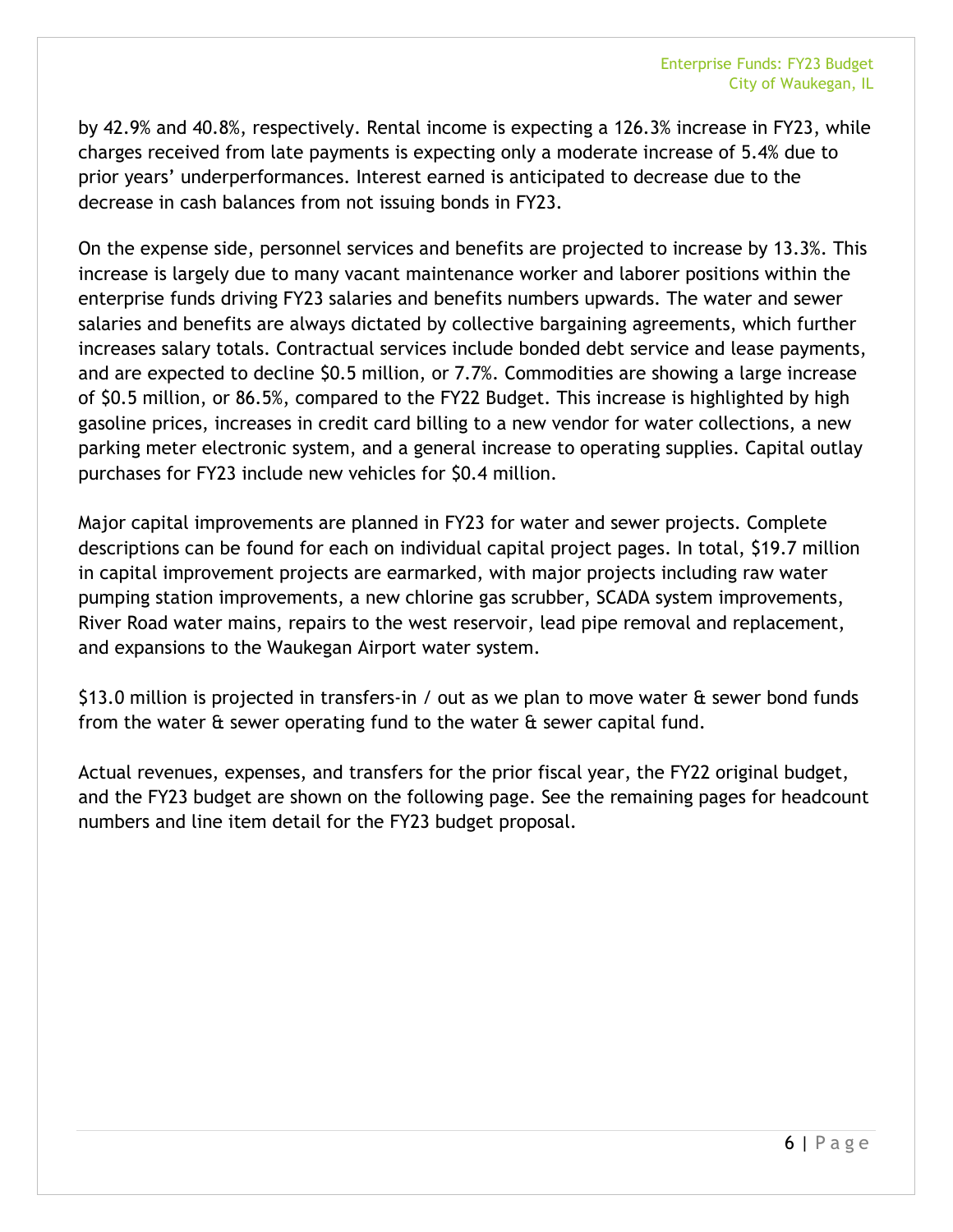by 42.9% and 40.8%, respectively. Rental income is expecting a 126.3% increase in FY23, while charges received from late payments is expecting only a moderate increase of 5.4% due to prior years' underperformances. Interest earned is anticipated to decrease due to the decrease in cash balances from not issuing bonds in FY23.

On the expense side, personnel services and benefits are projected to increase by 13.3%. This increase is largely due to many vacant maintenance worker and laborer positions within the enterprise funds driving FY23 salaries and benefits numbers upwards. The water and sewer salaries and benefits are always dictated by collective bargaining agreements, which further increases salary totals. Contractual services include bonded debt service and lease payments, and are expected to decline $0.5 million, or 7.7%. Commodities are showing a large increase of $0.5 million, or 86.5%, compared to the FY22 Budget. This increase is highlighted by high gasoline prices, increases in credit card billing to a new vendor for water collections, a new parking meter electronic system, and a general increase to operating supplies. Capital outlay purchases for FY23 include new vehicles for $0.4 million.

Major capital improvements are planned in FY23 for water and sewer projects. Complete descriptions can be found for each on individual capital project pages. In total, $19.7 million in capital improvement projects are earmarked, with major projects including raw water pumping station improvements, a new chlorine gas scrubber, SCADA system improvements, River Road water mains, repairs to the west reservoir, lead pipe removal and replacement, and expansions to the Waukegan Airport water system.

$13.0 million is projected in transfers-in / out as we plan to move water & sewer bond funds from the water & sewer operating fund to the water & sewer capital fund.

Actual revenues, expenses, and transfers for the prior fiscal year, the FY22 original budget, and the FY23 budget are shown on the following page. See the remaining pages for headcount numbers and line item detail for the FY23 budget proposal.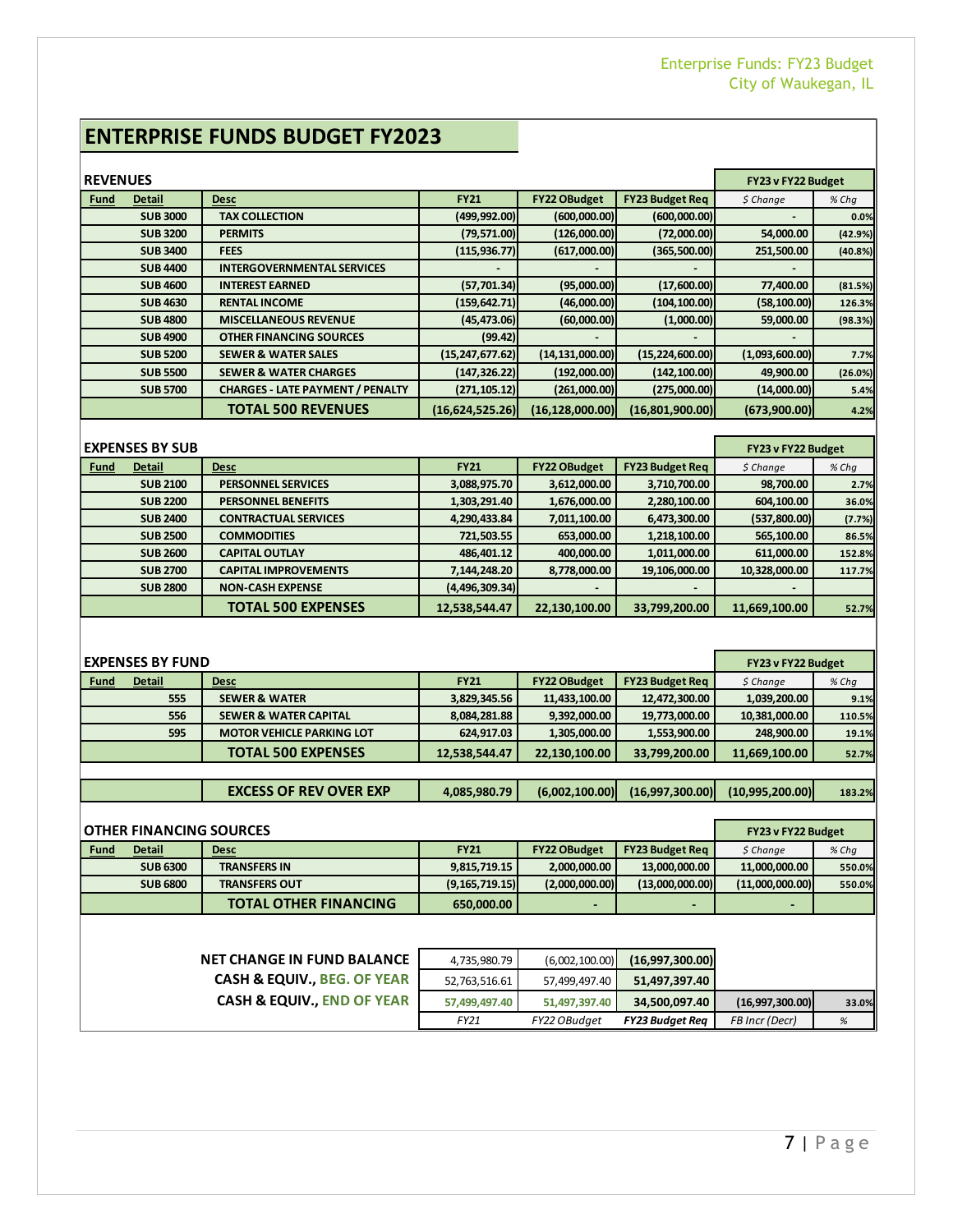# ENTERPRISE FUNDS BUDGET FY2023

## REVENUES

| Fund | Detail | Desc | FY21 | FY22 OBudget | FY23 Budget Req | FY23 v FY22 Budget $ Change | % Chg |
|---|---|---|---|---|---|---|---|
| | SUB 3000 | TAX COLLECTION | (499,992.00) | (600,000.00) | (600,000.00) | - | 0.0% |
| | SUB 3200 | PERMITS | (79,571.00) | (126,000.00) | (72,000.00) | 54,000.00 | (42.9%) |
| | SUB 3400 | FEES | (115,936.77) | (617,000.00) | (365,500.00) | 251,500.00 | (40.8%) |
| | SUB 4400 | INTERGOVERNMENTAL SERVICES | - | - | - | - | |
| | SUB 4600 | INTEREST EARNED | (57,701.34) | (95,000.00) | (17,600.00) | 77,400.00 | (81.5%) |
| | SUB 4630 | RENTAL INCOME | (159,642.71) | (46,000.00) | (104,100.00) | (58,100.00) | 126.3% |
| | SUB 4800 | MISCELLANEOUS REVENUE | (45,473.06) | (60,000.00) | (1,000.00) | 59,000.00 | (98.3%) |
| | SUB 4900 | OTHER FINANCING SOURCES | (99.42) | - | - | - | |
| | SUB 5200 | SEWER & WATER SALES | (15,247,677.62) | (14,131,000.00) | (15,224,600.00) | (1,093,600.00) | 7.7% |
| | SUB 5500 | SEWER & WATER CHARGES | (147,326.22) | (192,000.00) | (142,100.00) | 49,900.00 | (26.0%) |
| | SUB 5700 | CHARGES - LATE PAYMENT / PENALTY | (271,105.12) | (261,000.00) | (275,000.00) | (14,000.00) | 5.4% |
| | | **TOTAL 500 REVENUES** | **(16,624,525.26)** | **(16,128,000.00)** | **(16,801,900.00)** | **(673,900.00)** | **4.2%** |

## EXPENSES BY SUB

| Fund | Detail | Desc | FY21 | FY22 OBudget | FY23 Budget Req | FY23 v FY22 Budget $ Change | % Chg |
|---|---|---|---|---|---|---|---|
| | SUB 2100 | PERSONNEL SERVICES | 3,088,975.70 | 3,612,000.00 | 3,710,700.00 | 98,700.00 | 2.7% |
| | SUB 2200 | PERSONNEL BENEFITS | 1,303,291.40 | 1,676,000.00 | 2,280,100.00 | 604,100.00 | 36.0% |
| | SUB 2400 | CONTRACTUAL SERVICES | 4,290,433.84 | 7,011,100.00 | 6,473,300.00 | (537,800.00) | (7.7%) |
| | SUB 2500 | COMMODITIES | 721,503.55 | 653,000.00 | 1,218,100.00 | 565,100.00 | 86.5% |
| | SUB 2600 | CAPITAL OUTLAY | 486,401.12 | 400,000.00 | 1,011,000.00 | 611,000.00 | 152.8% |
| | SUB 2700 | CAPITAL IMPROVEMENTS | 7,144,248.20 | 8,778,000.00 | 19,106,000.00 | 10,328,000.00 | 117.7% |
| | SUB 2800 | NON-CASH EXPENSE | (4,496,309.34) | - | - | - | |
| | | **TOTAL 500 EXPENSES** | **12,538,544.47** | **22,130,100.00** | **33,799,200.00** | **11,669,100.00** | **52.7%** |

## EXPENSES BY FUND

| Fund | Detail | Desc | FY21 | FY22 OBudget | FY23 Budget Req | FY23 v FY22 Budget $ Change | % Chg |
|---|---|---|---|---|---|---|---|
| | 555 | SEWER & WATER | 3,829,345.56 | 11,433,100.00 | 12,472,300.00 | 1,039,200.00 | 9.1% |
| | 556 | SEWER & WATER CAPITAL | 8,084,281.88 | 9,392,000.00 | 19,773,000.00 | 10,381,000.00 | 110.5% |
| | 595 | MOTOR VEHICLE PARKING LOT | 624,917.03 | 1,305,000.00 | 1,553,900.00 | 248,900.00 | 19.1% |
| | | **TOTAL 500 EXPENSES** | **12,538,544.47** | **22,130,100.00** | **33,799,200.00** | **11,669,100.00** | **52.7%** |
| | | **EXCESS OF REV OVER EXP** | **4,085,980.79** | **(6,002,100.00)** | **(16,997,300.00)** | **(10,995,200.00)** | **183.2%** |

## OTHER FINANCING SOURCES

| Fund | Detail | Desc | FY21 | FY22 OBudget | FY23 Budget Req | FY23 v FY22 Budget $ Change | % Chg |
|---|---|---|---|---|---|---|---|
| | SUB 6300 | TRANSFERS IN | 9,815,719.15 | 2,000,000.00 | 13,000,000.00 | 11,000,000.00 | 550.0% |
| | SUB 6800 | TRANSFERS OUT | (9,165,719.15) | (2,000,000.00) | (13,000,000.00) | (11,000,000.00) | 550.0% |
| | | **TOTAL OTHER FINANCING** | **650,000.00** | - | - | - | |

| | FY21 | FY22 OBudget | FY23 Budget Req | FB Incr (Decr) | % |
|---|---|---|---|---|---|
| **NET CHANGE IN FUND BALANCE** | 4,735,980.79 | (6,002,100.00) | **(16,997,300.00)** | | |
| **CASH & EQUIV., BEG. OF YEAR** | 52,763,516.61 | 57,499,497.40 | **51,497,397.40** | | |
| **CASH & EQUIV., END OF YEAR** | 57,499,497.40 | 51,497,397.40 | **34,500,097.40** | (16,997,300.00) | 33.0% |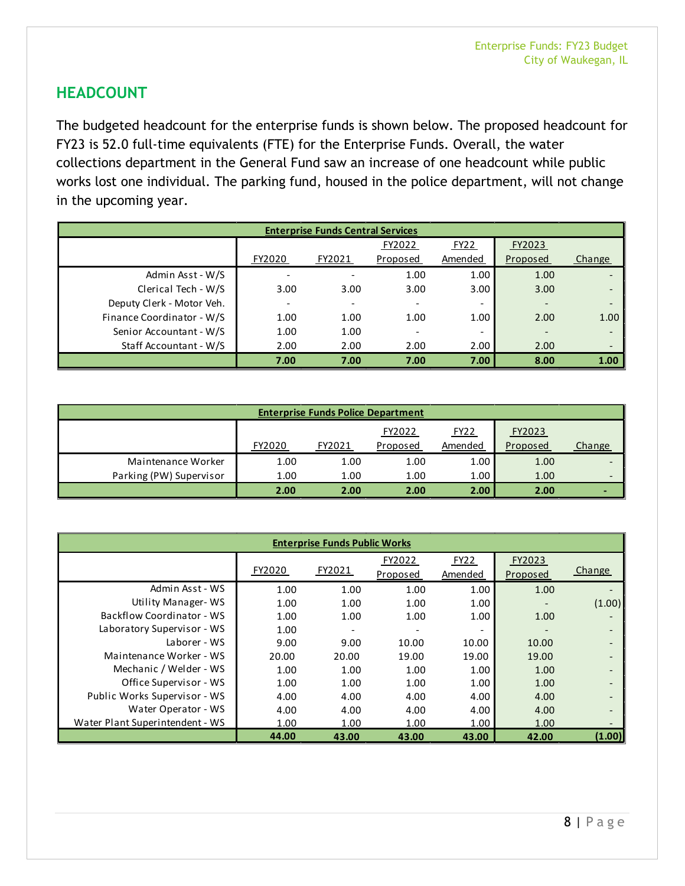## HEADCOUNT

The budgeted headcount for the enterprise funds is shown below. The proposed headcount for FY23 is 52.0 full-time equivalents (FTE) for the Enterprise Funds. Overall, the water collections department in the General Fund saw an increase of one headcount while public works lost one individual. The parking fund, housed in the police department, will not change in the upcoming year.

| Enterprise Funds Central Services | | | | | | |
|---|---|---|---|---|---|---|
| | FY2020 | FY2021 | FY2022 Proposed | FY22 Amended | FY2023 Proposed | Change |
| Admin Asst - W/S | - | - | 1.00 | 1.00 | 1.00 | - |
| Clerical Tech - W/S | 3.00 | 3.00 | 3.00 | 3.00 | 3.00 | - |
| Deputy Clerk - Motor Veh. | - | - | - | - | - | - |
| Finance Coordinator - W/S | 1.00 | 1.00 | 1.00 | 1.00 | 2.00 | 1.00 |
| Senior Accountant - W/S | 1.00 | 1.00 | - | - | - | - |
| Staff Accountant - W/S | 2.00 | 2.00 | 2.00 | 2.00 | 2.00 | - |
| | **7.00** | **7.00** | **7.00** | **7.00** | **8.00** | **1.00** |

| Enterprise Funds Police Department | | | | | | |
|---|---|---|---|---|---|---|
| | FY2020 | FY2021 | FY2022 Proposed | FY22 Amended | FY2023 Proposed | Change |
| Maintenance Worker | 1.00 | 1.00 | 1.00 | 1.00 | 1.00 | - |
| Parking (PW) Supervisor | 1.00 | 1.00 | 1.00 | 1.00 | 1.00 | - |
| | **2.00** | **2.00** | **2.00** | **2.00** | **2.00** | **-** |

| Enterprise Funds Public Works | | | | | | |
|---|---|---|---|---|---|---|
| | FY2020 | FY2021 | FY2022 Proposed | FY22 Amended | FY2023 Proposed | Change |
| Admin Asst - WS | 1.00 | 1.00 | 1.00 | 1.00 | 1.00 | - |
| Utility Manager- WS | 1.00 | 1.00 | 1.00 | 1.00 | - | (1.00) |
| Backflow Coordinator - WS | 1.00 | 1.00 | 1.00 | 1.00 | 1.00 | - |
| Laboratory Supervisor - WS | 1.00 | - | - | - | - | - |
| Laborer - WS | 9.00 | 9.00 | 10.00 | 10.00 | 10.00 | - |
| Maintenance Worker - WS | 20.00 | 20.00 | 19.00 | 19.00 | 19.00 | - |
| Mechanic / Welder - WS | 1.00 | 1.00 | 1.00 | 1.00 | 1.00 | - |
| Office Supervisor - WS | 1.00 | 1.00 | 1.00 | 1.00 | 1.00 | - |
| Public Works Supervisor - WS | 4.00 | 4.00 | 4.00 | 4.00 | 4.00 | - |
| Water Operator - WS | 4.00 | 4.00 | 4.00 | 4.00 | 4.00 | - |
| Water Plant Superintendent - WS | 1.00 | 1.00 | 1.00 | 1.00 | 1.00 | - |
| | **44.00** | **43.00** | **43.00** | **43.00** | **42.00** | **(1.00)** |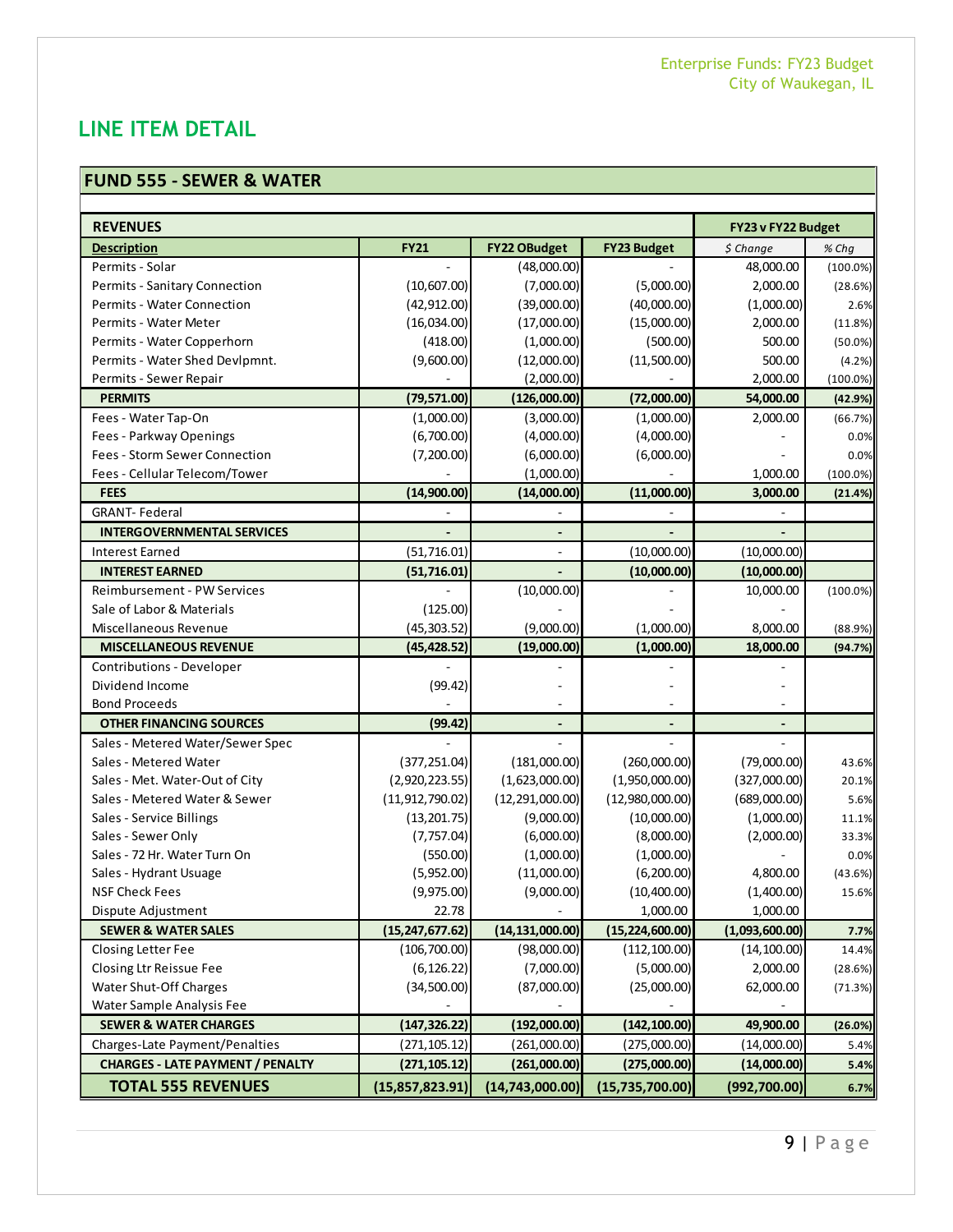## LINE ITEM DETAIL

### FUND 555 - SEWER & WATER

| REVENUES | | | | FY23 v FY22 Budget | |
|---|---|---|---|---|---|
| **Description** | **FY21** | **FY22 OBudget** | **FY23 Budget** | *$ Change* | *% Chg* |
| Permits - Solar | - | (48,000.00) | - | 48,000.00 | (100.0%) |
| Permits - Sanitary Connection | (10,607.00) | (7,000.00) | (5,000.00) | 2,000.00 | (28.6%) |
| Permits - Water Connection | (42,912.00) | (39,000.00) | (40,000.00) | (1,000.00) | 2.6% |
| Permits - Water Meter | (16,034.00) | (17,000.00) | (15,000.00) | 2,000.00 | (11.8%) |
| Permits - Water Copperhorn | (418.00) | (1,000.00) | (500.00) | 500.00 | (50.0%) |
| Permits - Water Shed Devlpmnt. | (9,600.00) | (12,000.00) | (11,500.00) | 500.00 | (4.2%) |
| Permits - Sewer Repair | - | (2,000.00) | - | 2,000.00 | (100.0%) |
| **PERMITS** | **(79,571.00)** | **(126,000.00)** | **(72,000.00)** | **54,000.00** | **(42.9%)** |
| Fees - Water Tap-On | (1,000.00) | (3,000.00) | (1,000.00) | 2,000.00 | (66.7%) |
| Fees - Parkway Openings | (6,700.00) | (4,000.00) | (4,000.00) | - | 0.0% |
| Fees - Storm Sewer Connection | (7,200.00) | (6,000.00) | (6,000.00) | - | 0.0% |
| Fees - Cellular Telecom/Tower | - | (1,000.00) | - | 1,000.00 | (100.0%) |
| **FEES** | **(14,900.00)** | **(14,000.00)** | **(11,000.00)** | **3,000.00** | **(21.4%)** |
| GRANT- Federal | - | - | - | - | |
| **INTERGOVERNMENTAL SERVICES** | **-** | **-** | **-** | **-** | |
| Interest Earned | (51,716.01) | - | (10,000.00) | (10,000.00) | |
| **INTEREST EARNED** | **(51,716.01)** | **-** | **(10,000.00)** | **(10,000.00)** | |
| Reimbursement - PW Services | - | (10,000.00) | - | 10,000.00 | (100.0%) |
| Sale of Labor & Materials | (125.00) | - | - | - | |
| Miscellaneous Revenue | (45,303.52) | (9,000.00) | (1,000.00) | 8,000.00 | (88.9%) |
| **MISCELLANEOUS REVENUE** | **(45,428.52)** | **(19,000.00)** | **(1,000.00)** | **18,000.00** | **(94.7%)** |
| Contributions - Developer | - | - | - | - | |
| Dividend Income | (99.42) | - | - | - | |
| Bond Proceeds | - | - | - | - | |
| **OTHER FINANCING SOURCES** | **(99.42)** | **-** | **-** | **-** | |
| Sales - Metered Water/Sewer Spec | - | - | - | - | |
| Sales - Metered Water | (377,251.04) | (181,000.00) | (260,000.00) | (79,000.00) | 43.6% |
| Sales - Met. Water-Out of City | (2,920,223.55) | (1,623,000.00) | (1,950,000.00) | (327,000.00) | 20.1% |
| Sales - Metered Water & Sewer | (11,912,790.02) | (12,291,000.00) | (12,980,000.00) | (689,000.00) | 5.6% |
| Sales - Service Billings | (13,201.75) | (9,000.00) | (10,000.00) | (1,000.00) | 11.1% |
| Sales - Sewer Only | (7,757.04) | (6,000.00) | (8,000.00) | (2,000.00) | 33.3% |
| Sales - 72 Hr. Water Turn On | (550.00) | (1,000.00) | (1,000.00) | - | 0.0% |
| Sales - Hydrant Usuage | (5,952.00) | (11,000.00) | (6,200.00) | 4,800.00 | (43.6%) |
| NSF Check Fees | (9,975.00) | (9,000.00) | (10,400.00) | (1,400.00) | 15.6% |
| Dispute Adjustment | 22.78 | - | 1,000.00 | 1,000.00 | |
| **SEWER & WATER SALES** | **(15,247,677.62)** | **(14,131,000.00)** | **(15,224,600.00)** | **(1,093,600.00)** | **7.7%** |
| Closing Letter Fee | (106,700.00) | (98,000.00) | (112,100.00) | (14,100.00) | 14.4% |
| Closing Ltr Reissue Fee | (6,126.22) | (7,000.00) | (5,000.00) | 2,000.00 | (28.6%) |
| Water Shut-Off Charges | (34,500.00) | (87,000.00) | (25,000.00) | 62,000.00 | (71.3%) |
| Water Sample Analysis Fee | - | - | - | - | |
| **SEWER & WATER CHARGES** | **(147,326.22)** | **(192,000.00)** | **(142,100.00)** | **49,900.00** | **(26.0%)** |
| Charges-Late Payment/Penalties | (271,105.12) | (261,000.00) | (275,000.00) | (14,000.00) | 5.4% |
| **CHARGES - LATE PAYMENT / PENALTY** | **(271,105.12)** | **(261,000.00)** | **(275,000.00)** | **(14,000.00)** | **5.4%** |
| **TOTAL 555 REVENUES** | **(15,857,823.91)** | **(14,743,000.00)** | **(15,735,700.00)** | **(992,700.00)** | **6.7%** |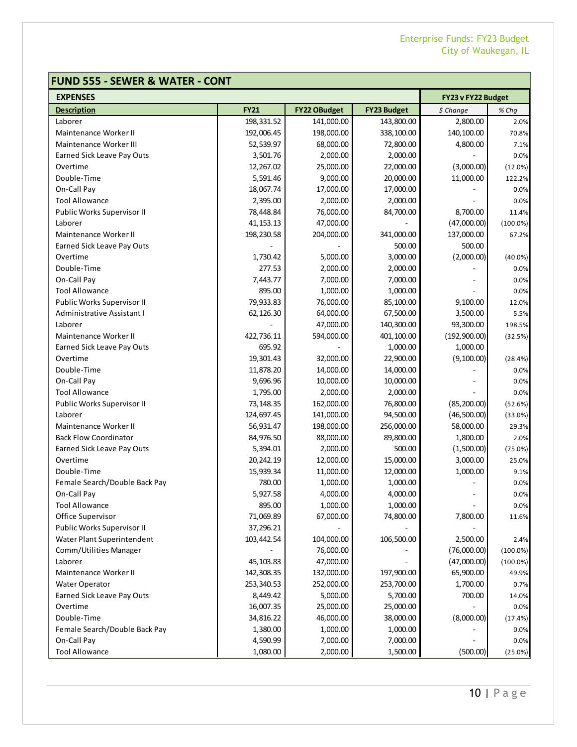## FUND 555 - SEWER & WATER - CONT

| EXPENSES | | | | FY23 v FY22 Budget | |
|---|---|---|---|---|---|
| **Description** | **FY21** | **FY22 OBudget** | **FY23 Budget** | *$ Change* | *% Chg* |
| Laborer | 198,331.52 | 141,000.00 | 143,800.00 | 2,800.00 | 2.0% |
| Maintenance Worker II | 192,006.45 | 198,000.00 | 338,100.00 | 140,100.00 | 70.8% |
| Maintenance Worker III | 52,539.97 | 68,000.00 | 72,800.00 | 4,800.00 | 7.1% |
| Earned Sick Leave Pay Outs | 3,501.76 | 2,000.00 | 2,000.00 | - | 0.0% |
| Overtime | 12,267.02 | 25,000.00 | 22,000.00 | (3,000.00) | (12.0%) |
| Double-Time | 5,591.46 | 9,000.00 | 20,000.00 | 11,000.00 | 122.2% |
| On-Call Pay | 18,067.74 | 17,000.00 | 17,000.00 | - | 0.0% |
| Tool Allowance | 2,395.00 | 2,000.00 | 2,000.00 | - | 0.0% |
| Public Works Supervisor II | 78,448.84 | 76,000.00 | 84,700.00 | 8,700.00 | 11.4% |
| Laborer | 41,153.13 | 47,000.00 | - | (47,000.00) | (100.0%) |
| Maintenance Worker II | 198,230.58 | 204,000.00 | 341,000.00 | 137,000.00 | 67.2% |
| Earned Sick Leave Pay Outs | - | - | 500.00 | 500.00 | |
| Overtime | 1,730.42 | 5,000.00 | 3,000.00 | (2,000.00) | (40.0%) |
| Double-Time | 277.53 | 2,000.00 | 2,000.00 | - | 0.0% |
| On-Call Pay | 7,443.77 | 7,000.00 | 7,000.00 | - | 0.0% |
| Tool Allowance | 895.00 | 1,000.00 | 1,000.00 | - | 0.0% |
| Public Works Supervisor II | 79,933.83 | 76,000.00 | 85,100.00 | 9,100.00 | 12.0% |
| Administrative Assistant I | 62,126.30 | 64,000.00 | 67,500.00 | 3,500.00 | 5.5% |
| Laborer | - | 47,000.00 | 140,300.00 | 93,300.00 | 198.5% |
| Maintenance Worker II | 422,736.11 | 594,000.00 | 401,100.00 | (192,900.00) | (32.5%) |
| Earned Sick Leave Pay Outs | 695.92 | - | 1,000.00 | 1,000.00 | |
| Overtime | 19,301.43 | 32,000.00 | 22,900.00 | (9,100.00) | (28.4%) |
| Double-Time | 11,878.20 | 14,000.00 | 14,000.00 | - | 0.0% |
| On-Call Pay | 9,696.96 | 10,000.00 | 10,000.00 | - | 0.0% |
| Tool Allowance | 1,795.00 | 2,000.00 | 2,000.00 | - | 0.0% |
| Public Works Supervisor II | 73,148.35 | 162,000.00 | 76,800.00 | (85,200.00) | (52.6%) |
| Laborer | 124,697.45 | 141,000.00 | 94,500.00 | (46,500.00) | (33.0%) |
| Maintenance Worker II | 56,931.47 | 198,000.00 | 256,000.00 | 58,000.00 | 29.3% |
| Back Flow Coordinator | 84,976.50 | 88,000.00 | 89,800.00 | 1,800.00 | 2.0% |
| Earned Sick Leave Pay Outs | 5,394.01 | 2,000.00 | 500.00 | (1,500.00) | (75.0%) |
| Overtime | 20,242.19 | 12,000.00 | 15,000.00 | 3,000.00 | 25.0% |
| Double-Time | 15,939.34 | 11,000.00 | 12,000.00 | 1,000.00 | 9.1% |
| Female Search/Double Back Pay | 780.00 | 1,000.00 | 1,000.00 | - | 0.0% |
| On-Call Pay | 5,927.58 | 4,000.00 | 4,000.00 | - | 0.0% |
| Tool Allowance | 895.00 | 1,000.00 | 1,000.00 | - | 0.0% |
| Office Supervisor | 71,069.89 | 67,000.00 | 74,800.00 | 7,800.00 | 11.6% |
| Public Works Supervisor II | 37,296.21 | - | - | - | |
| Water Plant Superintendent | 103,442.54 | 104,000.00 | 106,500.00 | 2,500.00 | 2.4% |
| Comm/Utilities Manager | - | 76,000.00 | - | (76,000.00) | (100.0%) |
| Laborer | 45,103.83 | 47,000.00 | - | (47,000.00) | (100.0%) |
| Maintenance Worker II | 142,308.35 | 132,000.00 | 197,900.00 | 65,900.00 | 49.9% |
| Water Operator | 253,340.53 | 252,000.00 | 253,700.00 | 1,700.00 | 0.7% |
| Earned Sick Leave Pay Outs | 8,449.42 | 5,000.00 | 5,700.00 | 700.00 | 14.0% |
| Overtime | 16,007.35 | 25,000.00 | 25,000.00 | - | 0.0% |
| Double-Time | 34,816.22 | 46,000.00 | 38,000.00 | (8,000.00) | (17.4%) |
| Female Search/Double Back Pay | 1,380.00 | 1,000.00 | 1,000.00 | - | 0.0% |
| On-Call Pay | 4,590.99 | 7,000.00 | 7,000.00 | - | 0.0% |
| Tool Allowance | 1,080.00 | 2,000.00 | 1,500.00 | (500.00) | (25.0%) |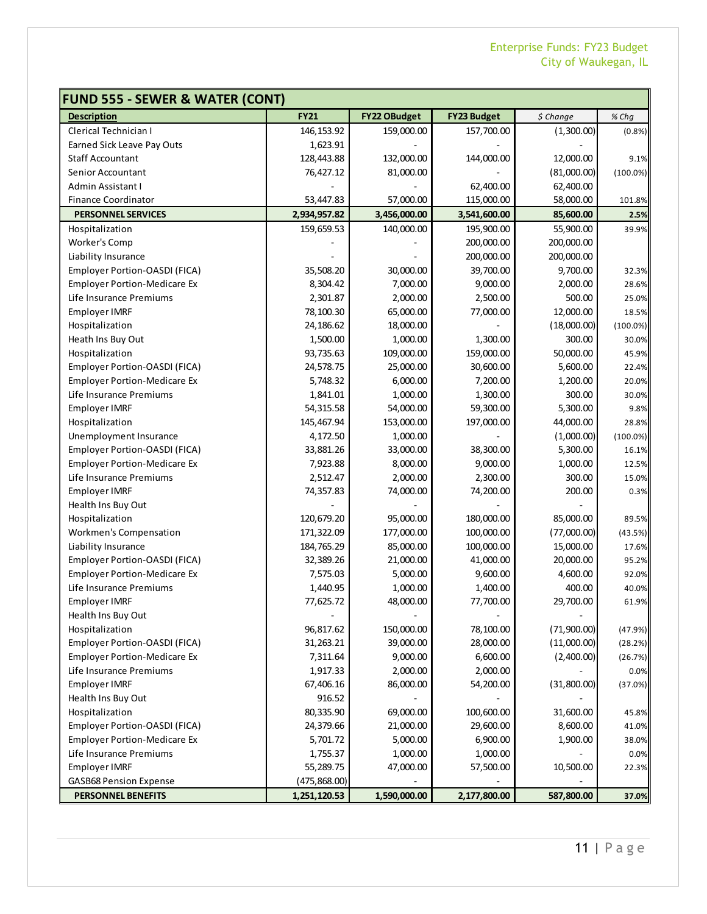| FUND 555 - SEWER & WATER (CONT) | | | | | |
|---|---|---|---|---|---|
| **Description** | **FY21** | **FY22 OBudget** | **FY23 Budget** | *$ Change* | *% Chg* |
| Clerical Technician I | 146,153.92 | 159,000.00 | 157,700.00 | (1,300.00) | (0.8%) |
| Earned Sick Leave Pay Outs | 1,623.91 | - | - | - | |
| Staff Accountant | 128,443.88 | 132,000.00 | 144,000.00 | 12,000.00 | 9.1% |
| Senior Accountant | 76,427.12 | 81,000.00 | - | (81,000.00) | (100.0%) |
| Admin Assistant I | - | - | 62,400.00 | 62,400.00 | |
| Finance Coordinator | 53,447.83 | 57,000.00 | 115,000.00 | 58,000.00 | 101.8% |
| **PERSONNEL SERVICES** | **2,934,957.82** | **3,456,000.00** | **3,541,600.00** | **85,600.00** | **2.5%** |
| Hospitalization | 159,659.53 | 140,000.00 | 195,900.00 | 55,900.00 | 39.9% |
| Worker's Comp | - | - | 200,000.00 | 200,000.00 | |
| Liability Insurance | - | - | 200,000.00 | 200,000.00 | |
| Employer Portion-OASDI (FICA) | 35,508.20 | 30,000.00 | 39,700.00 | 9,700.00 | 32.3% |
| Employer Portion-Medicare Ex | 8,304.42 | 7,000.00 | 9,000.00 | 2,000.00 | 28.6% |
| Life Insurance Premiums | 2,301.87 | 2,000.00 | 2,500.00 | 500.00 | 25.0% |
| Employer IMRF | 78,100.30 | 65,000.00 | 77,000.00 | 12,000.00 | 18.5% |
| Hospitalization | 24,186.62 | 18,000.00 | - | (18,000.00) | (100.0%) |
| Heath Ins Buy Out | 1,500.00 | 1,000.00 | 1,300.00 | 300.00 | 30.0% |
| Hospitalization | 93,735.63 | 109,000.00 | 159,000.00 | 50,000.00 | 45.9% |
| Employer Portion-OASDI (FICA) | 24,578.75 | 25,000.00 | 30,600.00 | 5,600.00 | 22.4% |
| Employer Portion-Medicare Ex | 5,748.32 | 6,000.00 | 7,200.00 | 1,200.00 | 20.0% |
| Life Insurance Premiums | 1,841.01 | 1,000.00 | 1,300.00 | 300.00 | 30.0% |
| Employer IMRF | 54,315.58 | 54,000.00 | 59,300.00 | 5,300.00 | 9.8% |
| Hospitalization | 145,467.94 | 153,000.00 | 197,000.00 | 44,000.00 | 28.8% |
| Unemployment Insurance | 4,172.50 | 1,000.00 | - | (1,000.00) | (100.0%) |
| Employer Portion-OASDI (FICA) | 33,881.26 | 33,000.00 | 38,300.00 | 5,300.00 | 16.1% |
| Employer Portion-Medicare Ex | 7,923.88 | 8,000.00 | 9,000.00 | 1,000.00 | 12.5% |
| Life Insurance Premiums | 2,512.47 | 2,000.00 | 2,300.00 | 300.00 | 15.0% |
| Employer IMRF | 74,357.83 | 74,000.00 | 74,200.00 | 200.00 | 0.3% |
| Health Ins Buy Out | - | - | - | - | |
| Hospitalization | 120,679.20 | 95,000.00 | 180,000.00 | 85,000.00 | 89.5% |
| Workmen's Compensation | 171,322.09 | 177,000.00 | 100,000.00 | (77,000.00) | (43.5%) |
| Liability Insurance | 184,765.29 | 85,000.00 | 100,000.00 | 15,000.00 | 17.6% |
| Employer Portion-OASDI (FICA) | 32,389.26 | 21,000.00 | 41,000.00 | 20,000.00 | 95.2% |
| Employer Portion-Medicare Ex | 7,575.03 | 5,000.00 | 9,600.00 | 4,600.00 | 92.0% |
| Life Insurance Premiums | 1,440.95 | 1,000.00 | 1,400.00 | 400.00 | 40.0% |
| Employer IMRF | 77,625.72 | 48,000.00 | 77,700.00 | 29,700.00 | 61.9% |
| Health Ins Buy Out | - | - | - | - | |
| Hospitalization | 96,817.62 | 150,000.00 | 78,100.00 | (71,900.00) | (47.9%) |
| Employer Portion-OASDI (FICA) | 31,263.21 | 39,000.00 | 28,000.00 | (11,000.00) | (28.2%) |
| Employer Portion-Medicare Ex | 7,311.64 | 9,000.00 | 6,600.00 | (2,400.00) | (26.7%) |
| Life Insurance Premiums | 1,917.33 | 2,000.00 | 2,000.00 | - | 0.0% |
| Employer IMRF | 67,406.16 | 86,000.00 | 54,200.00 | (31,800.00) | (37.0%) |
| Health Ins Buy Out | 916.52 | - | - | - | |
| Hospitalization | 80,335.90 | 69,000.00 | 100,600.00 | 31,600.00 | 45.8% |
| Employer Portion-OASDI (FICA) | 24,379.66 | 21,000.00 | 29,600.00 | 8,600.00 | 41.0% |
| Employer Portion-Medicare Ex | 5,701.72 | 5,000.00 | 6,900.00 | 1,900.00 | 38.0% |
| Life Insurance Premiums | 1,755.37 | 1,000.00 | 1,000.00 | - | 0.0% |
| Employer IMRF | 55,289.75 | 47,000.00 | 57,500.00 | 10,500.00 | 22.3% |
| GASB68 Pension Expense | (475,868.00) | - | - | - | |
| **PERSONNEL BENEFITS** | **1,251,120.53** | **1,590,000.00** | **2,177,800.00** | **587,800.00** | **37.0%** |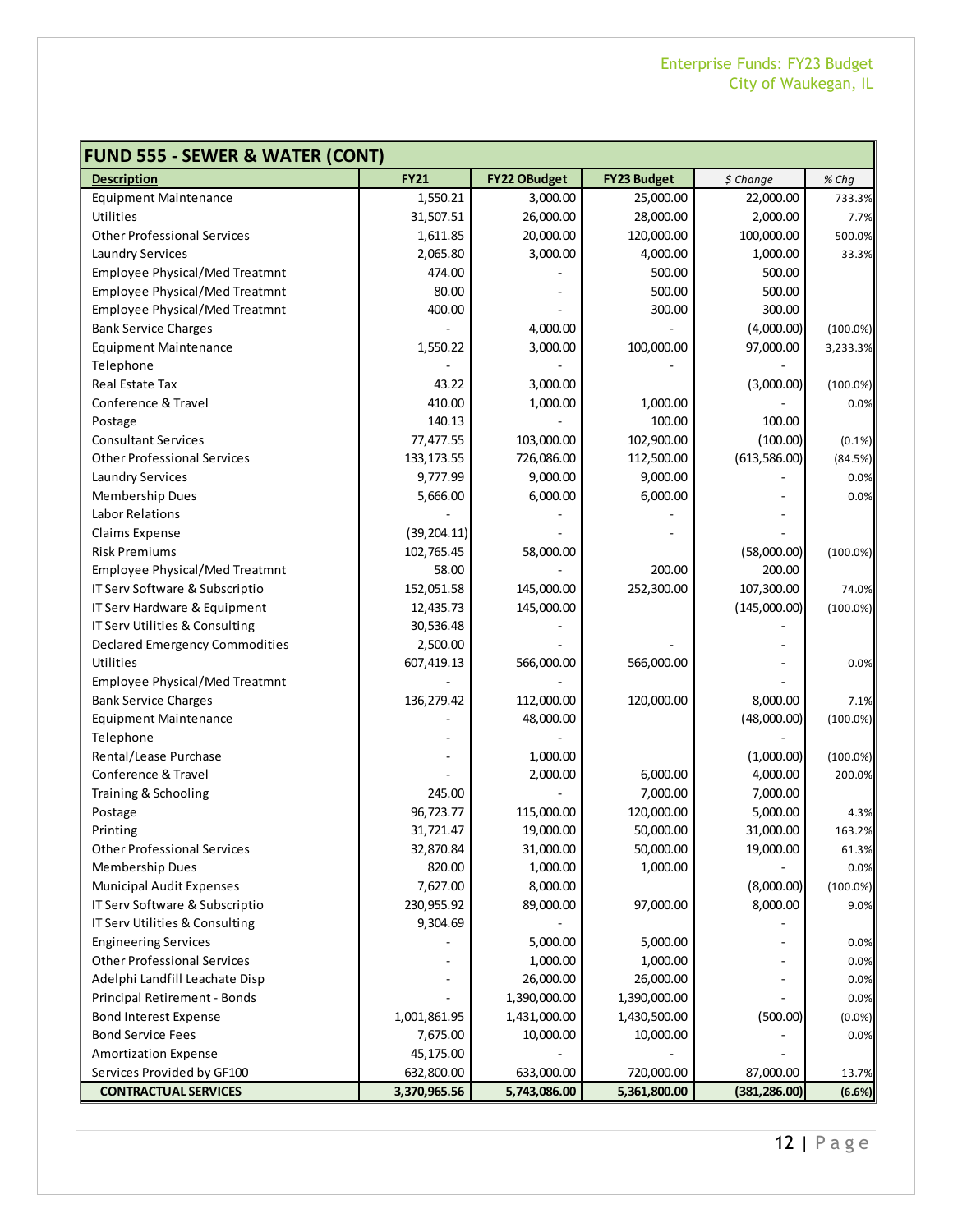## FUND 555 - SEWER & WATER (CONT)

| Description | FY21 | FY22 OBudget | FY23 Budget | $ Change | % Chg |
|---|---|---|---|---|---|
| Equipment Maintenance | 1,550.21 | 3,000.00 | 25,000.00 | 22,000.00 | 733.3% |
| Utilities | 31,507.51 | 26,000.00 | 28,000.00 | 2,000.00 | 7.7% |
| Other Professional Services | 1,611.85 | 20,000.00 | 120,000.00 | 100,000.00 | 500.0% |
| Laundry Services | 2,065.80 | 3,000.00 | 4,000.00 | 1,000.00 | 33.3% |
| Employee Physical/Med Treatmnt | 474.00 | - | 500.00 | 500.00 | |
| Employee Physical/Med Treatmnt | 80.00 | - | 500.00 | 500.00 | |
| Employee Physical/Med Treatmnt | 400.00 | - | 300.00 | 300.00 | |
| Bank Service Charges | - | 4,000.00 | - | (4,000.00) | (100.0%) |
| Equipment Maintenance | 1,550.22 | 3,000.00 | 100,000.00 | 97,000.00 | 3,233.3% |
| Telephone | - | - | - | - | |
| Real Estate Tax | 43.22 | 3,000.00 | | (3,000.00) | (100.0%) |
| Conference & Travel | 410.00 | 1,000.00 | 1,000.00 | - | 0.0% |
| Postage | 140.13 | - | 100.00 | 100.00 | |
| Consultant Services | 77,477.55 | 103,000.00 | 102,900.00 | (100.00) | (0.1%) |
| Other Professional Services | 133,173.55 | 726,086.00 | 112,500.00 | (613,586.00) | (84.5%) |
| Laundry Services | 9,777.99 | 9,000.00 | 9,000.00 | - | 0.0% |
| Membership Dues | 5,666.00 | 6,000.00 | 6,000.00 | - | 0.0% |
| Labor Relations | - | - | - | - | |
| Claims Expense | (39,204.11) | - | - | - | |
| Risk Premiums | 102,765.45 | 58,000.00 | | (58,000.00) | (100.0%) |
| Employee Physical/Med Treatmnt | 58.00 | - | 200.00 | 200.00 | |
| IT Serv Software & Subscriptio | 152,051.58 | 145,000.00 | 252,300.00 | 107,300.00 | 74.0% |
| IT Serv Hardware & Equipment | 12,435.73 | 145,000.00 | | (145,000.00) | (100.0%) |
| IT Serv Utilities & Consulting | 30,536.48 | - | | - | |
| Declared Emergency Commodities | 2,500.00 | - | - | - | |
| Utilities | 607,419.13 | 566,000.00 | 566,000.00 | - | 0.0% |
| Employee Physical/Med Treatmnt | - | - | | - | |
| Bank Service Charges | 136,279.42 | 112,000.00 | 120,000.00 | 8,000.00 | 7.1% |
| Equipment Maintenance | - | 48,000.00 | | (48,000.00) | (100.0%) |
| Telephone | - | - | | - | |
| Rental/Lease Purchase | - | 1,000.00 | | (1,000.00) | (100.0%) |
| Conference & Travel | - | 2,000.00 | 6,000.00 | 4,000.00 | 200.0% |
| Training & Schooling | 245.00 | - | 7,000.00 | 7,000.00 | |
| Postage | 96,723.77 | 115,000.00 | 120,000.00 | 5,000.00 | 4.3% |
| Printing | 31,721.47 | 19,000.00 | 50,000.00 | 31,000.00 | 163.2% |
| Other Professional Services | 32,870.84 | 31,000.00 | 50,000.00 | 19,000.00 | 61.3% |
| Membership Dues | 820.00 | 1,000.00 | 1,000.00 | - | 0.0% |
| Municipal Audit Expenses | 7,627.00 | 8,000.00 | | (8,000.00) | (100.0%) |
| IT Serv Software & Subscriptio | 230,955.92 | 89,000.00 | 97,000.00 | 8,000.00 | 9.0% |
| IT Serv Utilities & Consulting | 9,304.69 | - | | - | |
| Engineering Services | - | 5,000.00 | 5,000.00 | - | 0.0% |
| Other Professional Services | - | 1,000.00 | 1,000.00 | - | 0.0% |
| Adelphi Landfill Leachate Disp | - | 26,000.00 | 26,000.00 | - | 0.0% |
| Principal Retirement - Bonds | - | 1,390,000.00 | 1,390,000.00 | - | 0.0% |
| Bond Interest Expense | 1,001,861.95 | 1,431,000.00 | 1,430,500.00 | (500.00) | (0.0%) |
| Bond Service Fees | 7,675.00 | 10,000.00 | 10,000.00 | - | 0.0% |
| Amortization Expense | 45,175.00 | - | - | - | |
| Services Provided by GF100 | 632,800.00 | 633,000.00 | 720,000.00 | 87,000.00 | 13.7% |
| **CONTRACTUAL SERVICES** | **3,370,965.56** | **5,743,086.00** | **5,361,800.00** | **(381,286.00)** | **(6.6%)** |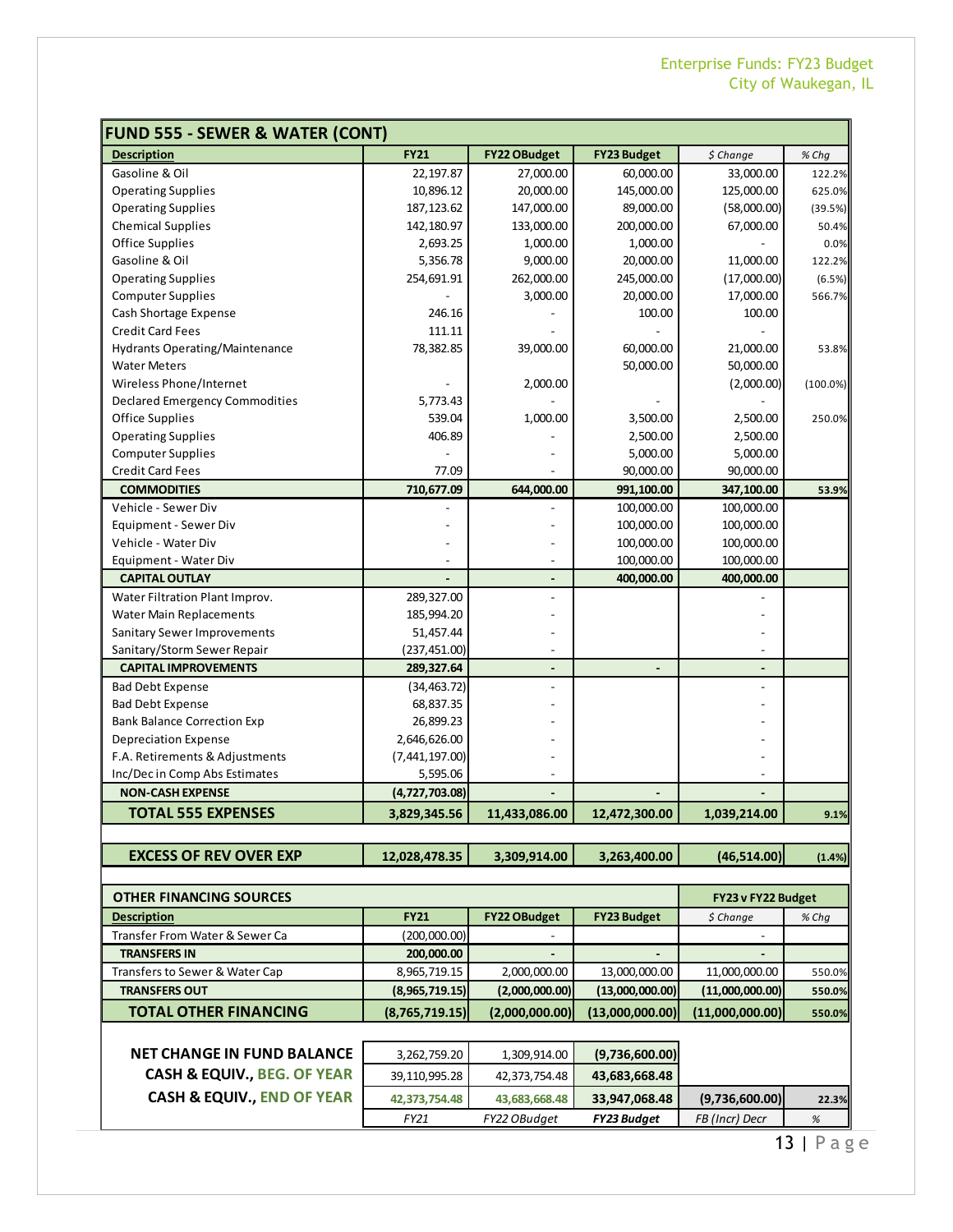## FUND 555 - SEWER & WATER (CONT)

| Description | FY21 | FY22 OBudget | FY23 Budget | $ Change | % Chg |
|---|---|---|---|---|---|
| Gasoline & Oil | 22,197.87 | 27,000.00 | 60,000.00 | 33,000.00 | 122.2% |
| Operating Supplies | 10,896.12 | 20,000.00 | 145,000.00 | 125,000.00 | 625.0% |
| Operating Supplies | 187,123.62 | 147,000.00 | 89,000.00 | (58,000.00) | (39.5%) |
| Chemical Supplies | 142,180.97 | 133,000.00 | 200,000.00 | 67,000.00 | 50.4% |
| Office Supplies | 2,693.25 | 1,000.00 | 1,000.00 | - | 0.0% |
| Gasoline & Oil | 5,356.78 | 9,000.00 | 20,000.00 | 11,000.00 | 122.2% |
| Operating Supplies | 254,691.91 | 262,000.00 | 245,000.00 | (17,000.00) | (6.5%) |
| Computer Supplies | - | 3,000.00 | 20,000.00 | 17,000.00 | 566.7% |
| Cash Shortage Expense | 246.16 | - | 100.00 | 100.00 | |
| Credit Card Fees | 111.11 | - | - | - | |
| Hydrants Operating/Maintenance | 78,382.85 | 39,000.00 | 60,000.00 | 21,000.00 | 53.8% |
| Water Meters | | | 50,000.00 | 50,000.00 | |
| Wireless Phone/Internet | - | 2,000.00 | - | (2,000.00) | (100.0%) |
| Declared Emergency Commodities | 5,773.43 | - | - | - | |
| Office Supplies | 539.04 | 1,000.00 | 3,500.00 | 2,500.00 | 250.0% |
| Operating Supplies | 406.89 | - | 2,500.00 | 2,500.00 | |
| Computer Supplies | - | - | 5,000.00 | 5,000.00 | |
| Credit Card Fees | 77.09 | - | 90,000.00 | 90,000.00 | |
| **COMMODITIES** | **710,677.09** | **644,000.00** | **991,100.00** | **347,100.00** | **53.9%** |
| Vehicle - Sewer Div | - | - | 100,000.00 | 100,000.00 | |
| Equipment - Sewer Div | - | - | 100,000.00 | 100,000.00 | |
| Vehicle - Water Div | - | - | 100,000.00 | 100,000.00 | |
| Equipment - Water Div | - | - | 100,000.00 | 100,000.00 | |
| **CAPITAL OUTLAY** | **-** | **-** | **400,000.00** | **400,000.00** | |
| Water Filtration Plant Improv. | 289,327.00 | - | | - | |
| Water Main Replacements | 185,994.20 | - | | - | |
| Sanitary Sewer Improvements | 51,457.44 | - | | - | |
| Sanitary/Storm Sewer Repair | (237,451.00) | - | | - | |
| **CAPITAL IMPROVEMENTS** | **289,327.64** | **-** | **-** | **-** | |
| Bad Debt Expense | (34,463.72) | - | | - | |
| Bad Debt Expense | 68,837.35 | - | | - | |
| Bank Balance Correction Exp | 26,899.23 | - | | - | |
| Depreciation Expense | 2,646,626.00 | - | | - | |
| F.A. Retirements & Adjustments | (7,441,197.00) | - | | - | |
| Inc/Dec in Comp Abs Estimates | 5,595.06 | - | | - | |
| **NON-CASH EXPENSE** | **(4,727,703.08)** | **-** | **-** | **-** | |
| **TOTAL 555 EXPENSES** | **3,829,345.56** | **11,433,086.00** | **12,472,300.00** | **1,039,214.00** | **9.1%** |
| | | | | | |
| **EXCESS OF REV OVER EXP** | **12,028,478.35** | **3,309,914.00** | **3,263,400.00** | **(46,514.00)** | **(1.4%)** |

| OTHER FINANCING SOURCES | | | | FY23 v FY22 Budget | |
|---|---|---|---|---|---|
| **Description** | **FY21** | **FY22 OBudget** | **FY23 Budget** | *$ Change* | *% Chg* |
| Transfer From Water & Sewer Ca | (200,000.00) | - | | - | |
| **TRANSFERS IN** | **200,000.00** | **-** | **-** | **-** | |
| Transfers to Sewer & Water Cap | 8,965,719.15 | 2,000,000.00 | 13,000,000.00 | 11,000,000.00 | 550.0% |
| **TRANSFERS OUT** | **(8,965,719.15)** | **(2,000,000.00)** | **(13,000,000.00)** | **(11,000,000.00)** | **550.0%** |
| **TOTAL OTHER FINANCING** | **(8,765,719.15)** | **(2,000,000.00)** | **(13,000,000.00)** | **(11,000,000.00)** | **550.0%** |

| | | | | | |
|---|---|---|---|---|---|
| **NET CHANGE IN FUND BALANCE** | 3,262,759.20 | 1,309,914.00 | **(9,736,600.00)** | | |
| **CASH & EQUIV., BEG. OF YEAR** | 39,110,995.28 | 42,373,754.48 | **43,683,668.48** | | |
| **CASH & EQUIV., END OF YEAR** | **42,373,754.48** | **43,683,668.48** | **33,947,068.48** | **(9,736,600.00)** | **22.3%** |
| | *FY21* | *FY22 OBudget* | ***FY23 Budget*** | *FB (Incr) Decr* | *%* |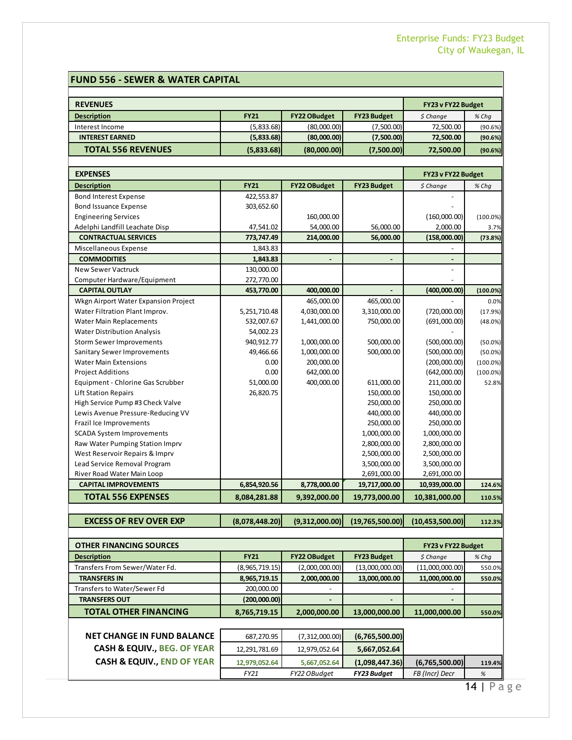## FUND 556 - SEWER & WATER CAPITAL

| REVENUES | | | | FY23 v FY22 Budget | |
|---|---|---|---|---|---|
| **Description** | **FY21** | **FY22 OBudget** | **FY23 Budget** | *$ Change* | *% Chg* |
| Interest Income | (5,833.68) | (80,000.00) | (7,500.00) | 72,500.00 | (90.6%) |
| **INTEREST EARNED** | **(5,833.68)** | **(80,000.00)** | **(7,500.00)** | **72,500.00** | **(90.6%)** |
| **TOTAL 556 REVENUES** | **(5,833.68)** | **(80,000.00)** | **(7,500.00)** | **72,500.00** | **(90.6%)** |

| EXPENSES | | | | FY23 v FY22 Budget | |
|---|---|---|---|---|---|
| **Description** | **FY21** | **FY22 OBudget** | **FY23 Budget** | *$ Change* | *% Chg* |
| Bond Interest Expense | 422,553.87 | | | - | |
| Bond Issuance Expense | 303,652.60 | | | - | |
| Engineering Services | | 160,000.00 | | (160,000.00) | (100.0%) |
| Adelphi Landfill Leachate Disp | 47,541.02 | 54,000.00 | 56,000.00 | 2,000.00 | 3.7% |
| **CONTRACTUAL SERVICES** | **773,747.49** | **214,000.00** | **56,000.00** | **(158,000.00)** | **(73.8%)** |
| Miscellaneous Expense | 1,843.83 | | | - | |
| **COMMODITIES** | **1,843.83** | **-** | **-** | **-** | |
| New Sewer Vactruck | 130,000.00 | | | - | |
| Computer Hardware/Equipment | 272,770.00 | | | - | |
| **CAPITAL OUTLAY** | **453,770.00** | **400,000.00** | **-** | **(400,000.00)** | **(100.0%)** |
| Wkgn Airport Water Expansion Project | | 465,000.00 | 465,000.00 | - | 0.0% |
| Water Filtration Plant Improv. | 5,251,710.48 | 4,030,000.00 | 3,310,000.00 | (720,000.00) | (17.9%) |
| Water Main Replacements | 532,007.67 | 1,441,000.00 | 750,000.00 | (691,000.00) | (48.0%) |
| Water Distribution Analysis | 54,002.23 | | | - | |
| Storm Sewer Improvements | 940,912.77 | 1,000,000.00 | 500,000.00 | (500,000.00) | (50.0%) |
| Sanitary Sewer Improvements | 49,466.66 | 1,000,000.00 | 500,000.00 | (500,000.00) | (50.0%) |
| Water Main Extensions | 0.00 | 200,000.00 | | (200,000.00) | (100.0%) |
| Project Additions | 0.00 | 642,000.00 | | (642,000.00) | (100.0%) |
| Equipment - Chlorine Gas Scrubber | 51,000.00 | 400,000.00 | 611,000.00 | 211,000.00 | 52.8% |
| Lift Station Repairs | 26,820.75 | | 150,000.00 | 150,000.00 | |
| High Service Pump #3 Check Valve | | | 250,000.00 | 250,000.00 | |
| Lewis Avenue Pressure-Reducing VV | | | 440,000.00 | 440,000.00 | |
| Frazil Ice Improvements | | | 250,000.00 | 250,000.00 | |
| SCADA System Improvements | | | 1,000,000.00 | 1,000,000.00 | |
| Raw Water Pumping Station Imprv | | | 2,800,000.00 | 2,800,000.00 | |
| West Reservoir Repairs & Imprv | | | 2,500,000.00 | 2,500,000.00 | |
| Lead Service Removal Program | | | 3,500,000.00 | 3,500,000.00 | |
| River Road Water Main Loop | | | 2,691,000.00 | 2,691,000.00 | |
| **CAPITAL IMPROVEMENTS** | **6,854,920.56** | **8,778,000.00** | **19,717,000.00** | **10,939,000.00** | **124.6%** |
| **TOTAL 556 EXPENSES** | **8,084,281.88** | **9,392,000.00** | **19,773,000.00** | **10,381,000.00** | **110.5%** |

| | | | | | |
|---|---|---|---|---|---|
| **EXCESS OF REV OVER EXP** | **(8,078,448.20)** | **(9,312,000.00)** | **(19,765,500.00)** | **(10,453,500.00)** | **112.3%** |

| OTHER FINANCING SOURCES | | | | FY23 v FY22 Budget | |
|---|---|---|---|---|---|
| **Description** | **FY21** | **FY22 OBudget** | **FY23 Budget** | *$ Change* | *% Chg* |
| Transfers From Sewer/Water Fd. | (8,965,719.15) | (2,000,000.00) | (13,000,000.00) | (11,000,000.00) | 550.0% |
| **TRANSFERS IN** | **8,965,719.15** | **2,000,000.00** | **13,000,000.00** | **11,000,000.00** | **550.0%** |
| Transfers to Water/Sewer Fd | 200,000.00 | - | | - | |
| **TRANSFERS OUT** | **(200,000.00)** | **-** | **-** | **-** | |
| **TOTAL OTHER FINANCING** | **8,765,719.15** | **2,000,000.00** | **13,000,000.00** | **11,000,000.00** | **550.0%** |

| | | | | | |
|---|---|---|---|---|---|
| **NET CHANGE IN FUND BALANCE** | 687,270.95 | (7,312,000.00) | **(6,765,500.00)** | | |
| **CASH & EQUIV., BEG. OF YEAR** | 12,291,781.69 | 12,979,052.64 | **5,667,052.64** | | |
| **CASH & EQUIV., END OF YEAR** | **12,979,052.64** | **5,667,052.64** | **(1,098,447.36)** | **(6,765,500.00)** | **119.4%** |
| | *FY21* | *FY22 OBudget* | ***FY23 Budget*** | *FB (Incr) Decr* | *%* |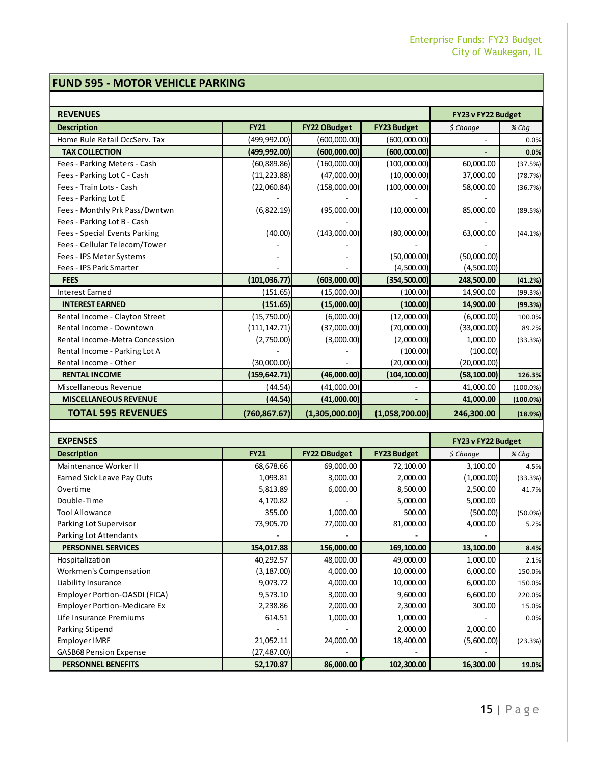## FUND 595 - MOTOR VEHICLE PARKING

| REVENUES | | | | FY23 v FY22 Budget | |
|---|---|---|---|---|---|
| **Description** | **FY21** | **FY22 OBudget** | **FY23 Budget** | *$ Change* | *% Chg* |
| Home Rule Retail OccServ. Tax | (499,992.00) | (600,000.00) | (600,000.00) | - | 0.0% |
| **TAX COLLECTION** | **(499,992.00)** | **(600,000.00)** | **(600,000.00)** | **-** | **0.0%** |
| Fees - Parking Meters - Cash | (60,889.86) | (160,000.00) | (100,000.00) | 60,000.00 | (37.5%) |
| Fees - Parking Lot C - Cash | (11,223.88) | (47,000.00) | (10,000.00) | 37,000.00 | (78.7%) |
| Fees - Train Lots - Cash | (22,060.84) | (158,000.00) | (100,000.00) | 58,000.00 | (36.7%) |
| Fees - Parking Lot E | - | - | - | - | |
| Fees - Monthly Prk Pass/Dwntwn | (6,822.19) | (95,000.00) | (10,000.00) | 85,000.00 | (89.5%) |
| Fees - Parking Lot B - Cash | | - | | - | |
| Fees - Special Events Parking | (40.00) | (143,000.00) | (80,000.00) | 63,000.00 | (44.1%) |
| Fees - Cellular Telecom/Tower | - | - | - | - | |
| Fees - IPS Meter Systems | - | - | (50,000.00) | (50,000.00) | |
| Fees - IPS Park Smarter | - | - | (4,500.00) | (4,500.00) | |
| **FEES** | **(101,036.77)** | **(603,000.00)** | **(354,500.00)** | **248,500.00** | **(41.2%)** |
| Interest Earned | (151.65) | (15,000.00) | (100.00) | 14,900.00 | (99.3%) |
| **INTEREST EARNED** | **(151.65)** | **(15,000.00)** | **(100.00)** | **14,900.00** | **(99.3%)** |
| Rental Income - Clayton Street | (15,750.00) | (6,000.00) | (12,000.00) | (6,000.00) | 100.0% |
| Rental Income - Downtown | (111,142.71) | (37,000.00) | (70,000.00) | (33,000.00) | 89.2% |
| Rental Income-Metra Concession | (2,750.00) | (3,000.00) | (2,000.00) | 1,000.00 | (33.3%) |
| Rental Income - Parking Lot A | - | - | (100.00) | (100.00) | |
| Rental Income - Other | (30,000.00) | - | (20,000.00) | (20,000.00) | |
| **RENTAL INCOME** | **(159,642.71)** | **(46,000.00)** | **(104,100.00)** | **(58,100.00)** | **126.3%** |
| Miscellaneous Revenue | (44.54) | (41,000.00) | - | 41,000.00 | (100.0%) |
| **MISCELLANEOUS REVENUE** | **(44.54)** | **(41,000.00)** | **-** | **41,000.00** | **(100.0%)** |
| **TOTAL 595 REVENUES** | **(760,867.67)** | **(1,305,000.00)** | **(1,058,700.00)** | **246,300.00** | **(18.9%)** |

| EXPENSES | | | | FY23 v FY22 Budget | |
|---|---|---|---|---|---|
| **Description** | **FY21** | **FY22 OBudget** | **FY23 Budget** | *$ Change* | *% Chg* |
| Maintenance Worker II | 68,678.66 | 69,000.00 | 72,100.00 | 3,100.00 | 4.5% |
| Earned Sick Leave Pay Outs | 1,093.81 | 3,000.00 | 2,000.00 | (1,000.00) | (33.3%) |
| Overtime | 5,813.89 | 6,000.00 | 8,500.00 | 2,500.00 | 41.7% |
| Double-Time | 4,170.82 | - | 5,000.00 | 5,000.00 | |
| Tool Allowance | 355.00 | 1,000.00 | 500.00 | (500.00) | (50.0%) |
| Parking Lot Supervisor | 73,905.70 | 77,000.00 | 81,000.00 | 4,000.00 | 5.2% |
| Parking Lot Attendants | - | - | - | - | |
| **PERSONNEL SERVICES** | **154,017.88** | **156,000.00** | **169,100.00** | **13,100.00** | **8.4%** |
| Hospitalization | 40,292.57 | 48,000.00 | 49,000.00 | 1,000.00 | 2.1% |
| Workmen's Compensation | (3,187.00) | 4,000.00 | 10,000.00 | 6,000.00 | 150.0% |
| Liability Insurance | 9,073.72 | 4,000.00 | 10,000.00 | 6,000.00 | 150.0% |
| Employer Portion-OASDI (FICA) | 9,573.10 | 3,000.00 | 9,600.00 | 6,600.00 | 220.0% |
| Employer Portion-Medicare Ex | 2,238.86 | 2,000.00 | 2,300.00 | 300.00 | 15.0% |
| Life Insurance Premiums | 614.51 | 1,000.00 | 1,000.00 | - | 0.0% |
| Parking Stipend | - | - | 2,000.00 | 2,000.00 | |
| Employer IMRF | 21,052.11 | 24,000.00 | 18,400.00 | (5,600.00) | (23.3%) |
| GASB68 Pension Expense | (27,487.00) | - | - | - | |
| **PERSONNEL BENEFITS** | **52,170.87** | **86,000.00** | **102,300.00** | **16,300.00** | **19.0%** |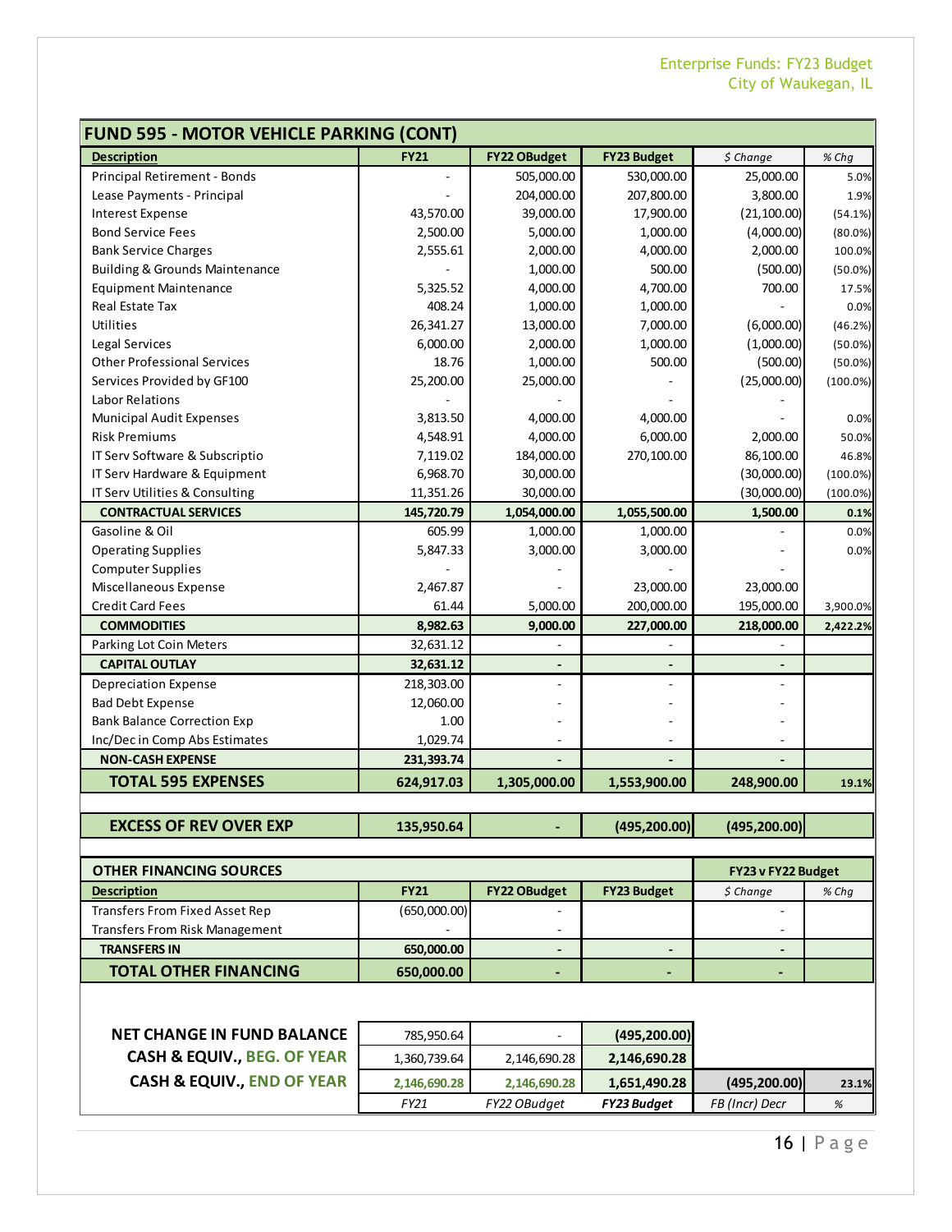## FUND 595 - MOTOR VEHICLE PARKING (CONT)

| Description | FY21 | FY22 OBudget | FY23 Budget | $ Change | % Chg |
|---|---|---|---|---|---|
| Principal Retirement - Bonds | - | 505,000.00 | 530,000.00 | 25,000.00 | 5.0% |
| Lease Payments - Principal | - | 204,000.00 | 207,800.00 | 3,800.00 | 1.9% |
| Interest Expense | 43,570.00 | 39,000.00 | 17,900.00 | (21,100.00) | (54.1%) |
| Bond Service Fees | 2,500.00 | 5,000.00 | 1,000.00 | (4,000.00) | (80.0%) |
| Bank Service Charges | 2,555.61 | 2,000.00 | 4,000.00 | 2,000.00 | 100.0% |
| Building & Grounds Maintenance | - | 1,000.00 | 500.00 | (500.00) | (50.0%) |
| Equipment Maintenance | 5,325.52 | 4,000.00 | 4,700.00 | 700.00 | 17.5% |
| Real Estate Tax | 408.24 | 1,000.00 | 1,000.00 | - | 0.0% |
| Utilities | 26,341.27 | 13,000.00 | 7,000.00 | (6,000.00) | (46.2%) |
| Legal Services | 6,000.00 | 2,000.00 | 1,000.00 | (1,000.00) | (50.0%) |
| Other Professional Services | 18.76 | 1,000.00 | 500.00 | (500.00) | (50.0%) |
| Services Provided by GF100 | 25,200.00 | 25,000.00 | - | (25,000.00) | (100.0%) |
| Labor Relations | - | - | - | - | |
| Municipal Audit Expenses | 3,813.50 | 4,000.00 | 4,000.00 | - | 0.0% |
| Risk Premiums | 4,548.91 | 4,000.00 | 6,000.00 | 2,000.00 | 50.0% |
| IT Serv Software & Subscriptio | 7,119.02 | 184,000.00 | 270,100.00 | 86,100.00 | 46.8% |
| IT Serv Hardware & Equipment | 6,968.70 | 30,000.00 | | (30,000.00) | (100.0%) |
| IT Serv Utilities & Consulting | 11,351.26 | 30,000.00 | | (30,000.00) | (100.0%) |
| **CONTRACTUAL SERVICES** | **145,720.79** | **1,054,000.00** | **1,055,500.00** | **1,500.00** | **0.1%** |
| Gasoline & Oil | 605.99 | 1,000.00 | 1,000.00 | - | 0.0% |
| Operating Supplies | 5,847.33 | 3,000.00 | 3,000.00 | - | 0.0% |
| Computer Supplies | - | - | - | - | |
| Miscellaneous Expense | 2,467.87 | - | 23,000.00 | 23,000.00 | |
| Credit Card Fees | 61.44 | 5,000.00 | 200,000.00 | 195,000.00 | 3,900.0% |
| **COMMODITIES** | **8,982.63** | **9,000.00** | **227,000.00** | **218,000.00** | **2,422.2%** |
| Parking Lot Coin Meters | 32,631.12 | - | - | - | |
| **CAPITAL OUTLAY** | **32,631.12** | **-** | **-** | **-** | |
| Depreciation Expense | 218,303.00 | - | - | - | |
| Bad Debt Expense | 12,060.00 | - | - | - | |
| Bank Balance Correction Exp | 1.00 | - | - | - | |
| Inc/Dec in Comp Abs Estimates | 1,029.74 | - | - | - | |
| **NON-CASH EXPENSE** | **231,393.74** | **-** | **-** | **-** | |
| **TOTAL 595 EXPENSES** | **624,917.03** | **1,305,000.00** | **1,553,900.00** | **248,900.00** | **19.1%** |
| | | | | | |
| **EXCESS OF REV OVER EXP** | **135,950.64** | **-** | **(495,200.00)** | **(495,200.00)** | |

| OTHER FINANCING SOURCES | | | | FY23 v FY22 Budget | |
|---|---|---|---|---|---|
| Description | FY21 | FY22 OBudget | FY23 Budget | $ Change | % Chg |
| Transfers From Fixed Asset Rep | (650,000.00) | - | | - | |
| Transfers From Risk Management | - | - | | - | |
| **TRANSFERS IN** | **650,000.00** | **-** | **-** | **-** | |
| **TOTAL OTHER FINANCING** | **650,000.00** | **-** | **-** | **-** | |

| | | | | | |
|---|---|---|---|---|---|
| **NET CHANGE IN FUND BALANCE** | 785,950.64 | - | **(495,200.00)** | | |
| **CASH & EQUIV., BEG. OF YEAR** | 1,360,739.64 | 2,146,690.28 | **2,146,690.28** | | |
| **CASH & EQUIV., END OF YEAR** | **2,146,690.28** | **2,146,690.28** | **1,651,490.28** | **(495,200.00)** | **23.1%** |
| | *FY21* | *FY22 OBudget* | ***FY23 Budget*** | *FB (Incr) Decr* | *%* |